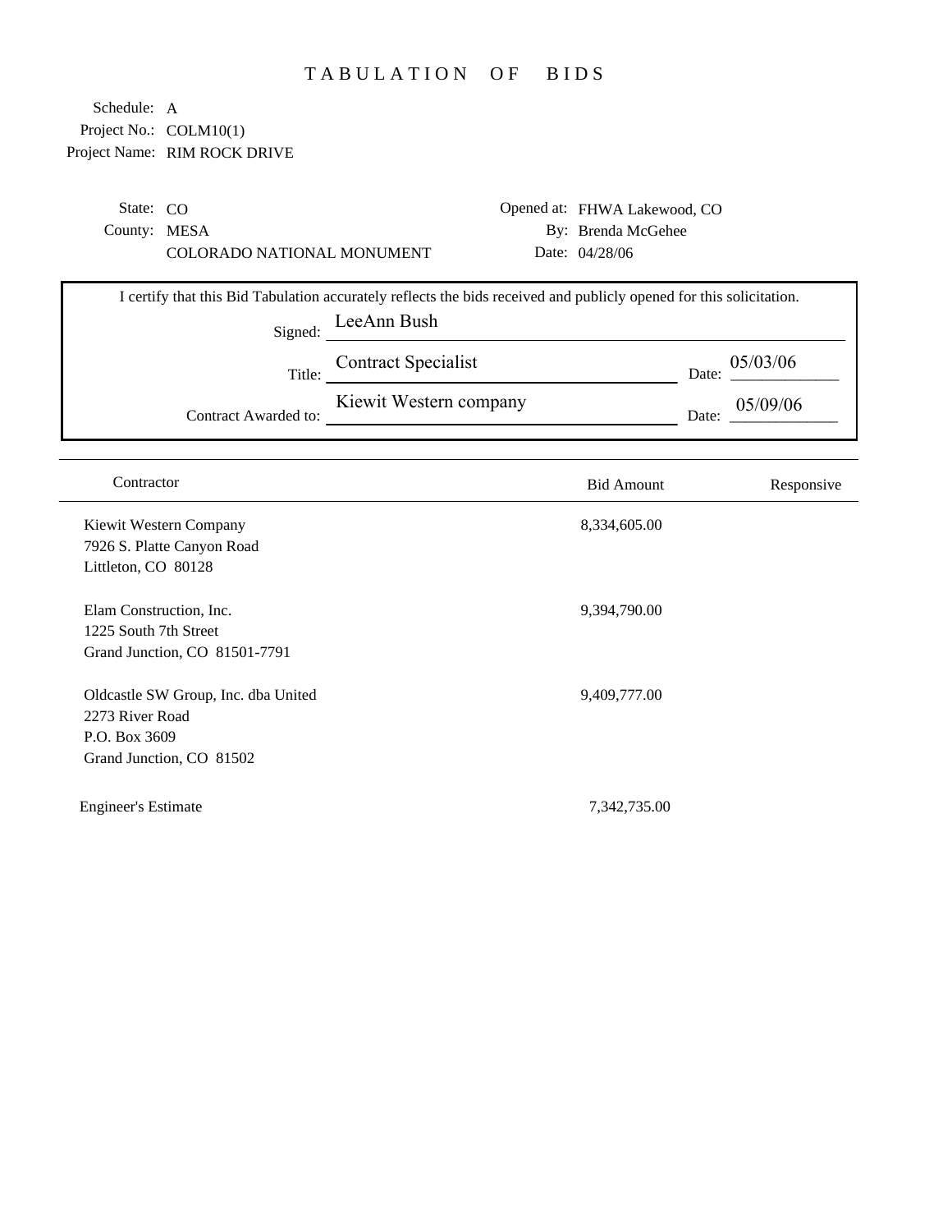# TABULATION OF BIDS

Schedule: A
Project No.: COLM10(1)
Project Name: RIM ROCK DRIVE

State: CO
County: MESA
COLORADO NATIONAL MONUMENT

Opened at: FHWA Lakewood, CO
By: Brenda McGehee
Date: 04/28/06

I certify that this Bid Tabulation accurately reflects the bids received and publicly opened for this solicitation.

Signed: LeeAnn Bush

Title: Contract Specialist  Date: 05/03/06

Contract Awarded to: Kiewit Western company  Date: 05/09/06

| Contractor | Bid Amount | Responsive |
|---|---|---|
| Kiewit Western Company<br>7926 S. Platte Canyon Road<br>Littleton, CO 80128 | 8,334,605.00 | |
| Elam Construction, Inc.<br>1225 South 7th Street<br>Grand Junction, CO 81501-7791 | 9,394,790.00 | |
| Oldcastle SW Group, Inc. dba United<br>2273 River Road<br>P.O. Box 3609<br>Grand Junction, CO 81502 | 9,409,777.00 | |
| Engineer's Estimate | 7,342,735.00 | |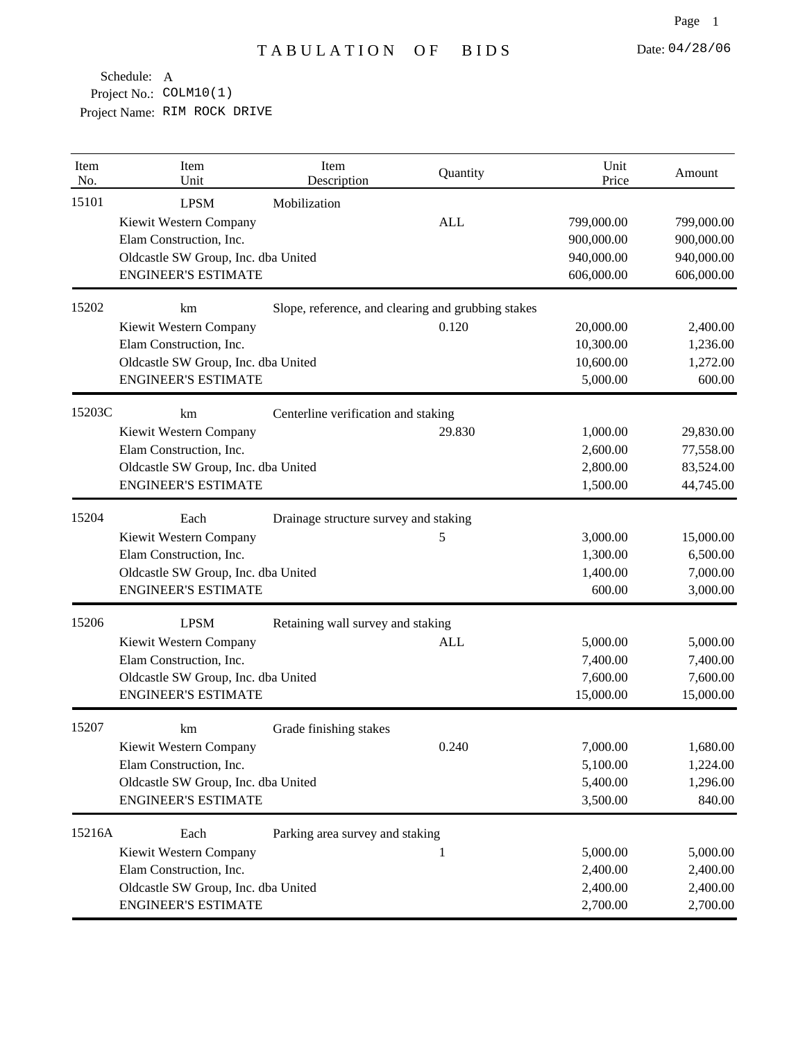# TABULATION OF BIDS

Date: 04/28/06

Schedule: A
Project No.: COLM10(1)
Project Name: RIM ROCK DRIVE

| Item No. | Item Unit | Item Description | Quantity | Unit Price | Amount |
|---|---|---|---|---|---|
| 15101 | LPSM | Mobilization | | | |
| | Kiewit Western Company | | ALL | 799,000.00 | 799,000.00 |
| | Elam Construction, Inc. | | | 900,000.00 | 900,000.00 |
| | Oldcastle SW Group, Inc. dba United | | | 940,000.00 | 940,000.00 |
| | ENGINEER'S ESTIMATE | | | 606,000.00 | 606,000.00 |
| 15202 | km | Slope, reference, and clearing and grubbing stakes | | | |
| | Kiewit Western Company | | 0.120 | 20,000.00 | 2,400.00 |
| | Elam Construction, Inc. | | | 10,300.00 | 1,236.00 |
| | Oldcastle SW Group, Inc. dba United | | | 10,600.00 | 1,272.00 |
| | ENGINEER'S ESTIMATE | | | 5,000.00 | 600.00 |
| 15203C | km | Centerline verification and staking | | | |
| | Kiewit Western Company | | 29.830 | 1,000.00 | 29,830.00 |
| | Elam Construction, Inc. | | | 2,600.00 | 77,558.00 |
| | Oldcastle SW Group, Inc. dba United | | | 2,800.00 | 83,524.00 |
| | ENGINEER'S ESTIMATE | | | 1,500.00 | 44,745.00 |
| 15204 | Each | Drainage structure survey and staking | | | |
| | Kiewit Western Company | | 5 | 3,000.00 | 15,000.00 |
| | Elam Construction, Inc. | | | 1,300.00 | 6,500.00 |
| | Oldcastle SW Group, Inc. dba United | | | 1,400.00 | 7,000.00 |
| | ENGINEER'S ESTIMATE | | | 600.00 | 3,000.00 |
| 15206 | LPSM | Retaining wall survey and staking | | | |
| | Kiewit Western Company | | ALL | 5,000.00 | 5,000.00 |
| | Elam Construction, Inc. | | | 7,400.00 | 7,400.00 |
| | Oldcastle SW Group, Inc. dba United | | | 7,600.00 | 7,600.00 |
| | ENGINEER'S ESTIMATE | | | 15,000.00 | 15,000.00 |
| 15207 | km | Grade finishing stakes | | | |
| | Kiewit Western Company | | 0.240 | 7,000.00 | 1,680.00 |
| | Elam Construction, Inc. | | | 5,100.00 | 1,224.00 |
| | Oldcastle SW Group, Inc. dba United | | | 5,400.00 | 1,296.00 |
| | ENGINEER'S ESTIMATE | | | 3,500.00 | 840.00 |
| 15216A | Each | Parking area survey and staking | | | |
| | Kiewit Western Company | | 1 | 5,000.00 | 5,000.00 |
| | Elam Construction, Inc. | | | 2,400.00 | 2,400.00 |
| | Oldcastle SW Group, Inc. dba United | | | 2,400.00 | 2,400.00 |
| | ENGINEER'S ESTIMATE | | | 2,700.00 | 2,700.00 |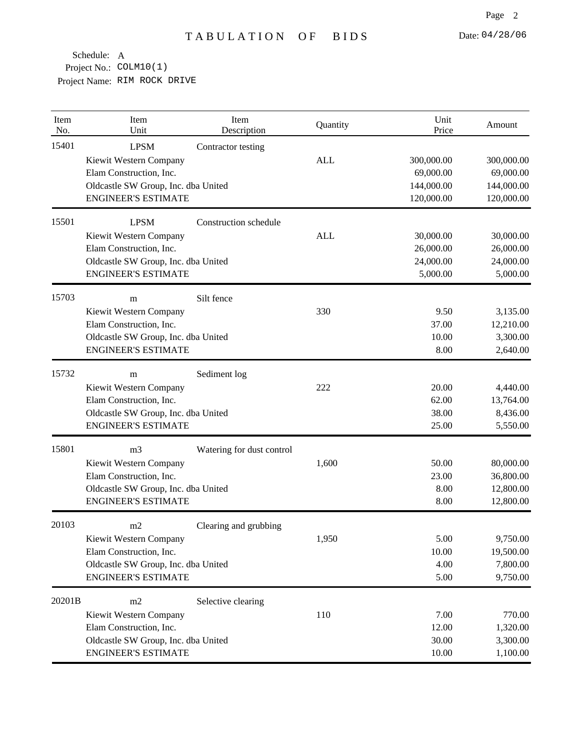# TABULATION OF BIDS

Date: 04/28/06

Schedule: A
Project No.: COLM10(1)
Project Name: RIM ROCK DRIVE

| Item No. | Item Unit | Item Description | Quantity | Unit Price | Amount |
|---|---|---|---|---|---|
| 15401 | LPSM | Contractor testing | | | |
| | Kiewit Western Company | | ALL | 300,000.00 | 300,000.00 |
| | Elam Construction, Inc. | | | 69,000.00 | 69,000.00 |
| | Oldcastle SW Group, Inc. dba United | | | 144,000.00 | 144,000.00 |
| | ENGINEER'S ESTIMATE | | | 120,000.00 | 120,000.00 |
| 15501 | LPSM | Construction schedule | | | |
| | Kiewit Western Company | | ALL | 30,000.00 | 30,000.00 |
| | Elam Construction, Inc. | | | 26,000.00 | 26,000.00 |
| | Oldcastle SW Group, Inc. dba United | | | 24,000.00 | 24,000.00 |
| | ENGINEER'S ESTIMATE | | | 5,000.00 | 5,000.00 |
| 15703 | m | Silt fence | | | |
| | Kiewit Western Company | | 330 | 9.50 | 3,135.00 |
| | Elam Construction, Inc. | | | 37.00 | 12,210.00 |
| | Oldcastle SW Group, Inc. dba United | | | 10.00 | 3,300.00 |
| | ENGINEER'S ESTIMATE | | | 8.00 | 2,640.00 |
| 15732 | m | Sediment log | | | |
| | Kiewit Western Company | | 222 | 20.00 | 4,440.00 |
| | Elam Construction, Inc. | | | 62.00 | 13,764.00 |
| | Oldcastle SW Group, Inc. dba United | | | 38.00 | 8,436.00 |
| | ENGINEER'S ESTIMATE | | | 25.00 | 5,550.00 |
| 15801 | m3 | Watering for dust control | | | |
| | Kiewit Western Company | | 1,600 | 50.00 | 80,000.00 |
| | Elam Construction, Inc. | | | 23.00 | 36,800.00 |
| | Oldcastle SW Group, Inc. dba United | | | 8.00 | 12,800.00 |
| | ENGINEER'S ESTIMATE | | | 8.00 | 12,800.00 |
| 20103 | m2 | Clearing and grubbing | | | |
| | Kiewit Western Company | | 1,950 | 5.00 | 9,750.00 |
| | Elam Construction, Inc. | | | 10.00 | 19,500.00 |
| | Oldcastle SW Group, Inc. dba United | | | 4.00 | 7,800.00 |
| | ENGINEER'S ESTIMATE | | | 5.00 | 9,750.00 |
| 20201B | m2 | Selective clearing | | | |
| | Kiewit Western Company | | 110 | 7.00 | 770.00 |
| | Elam Construction, Inc. | | | 12.00 | 1,320.00 |
| | Oldcastle SW Group, Inc. dba United | | | 30.00 | 3,300.00 |
| | ENGINEER'S ESTIMATE | | | 10.00 | 1,100.00 |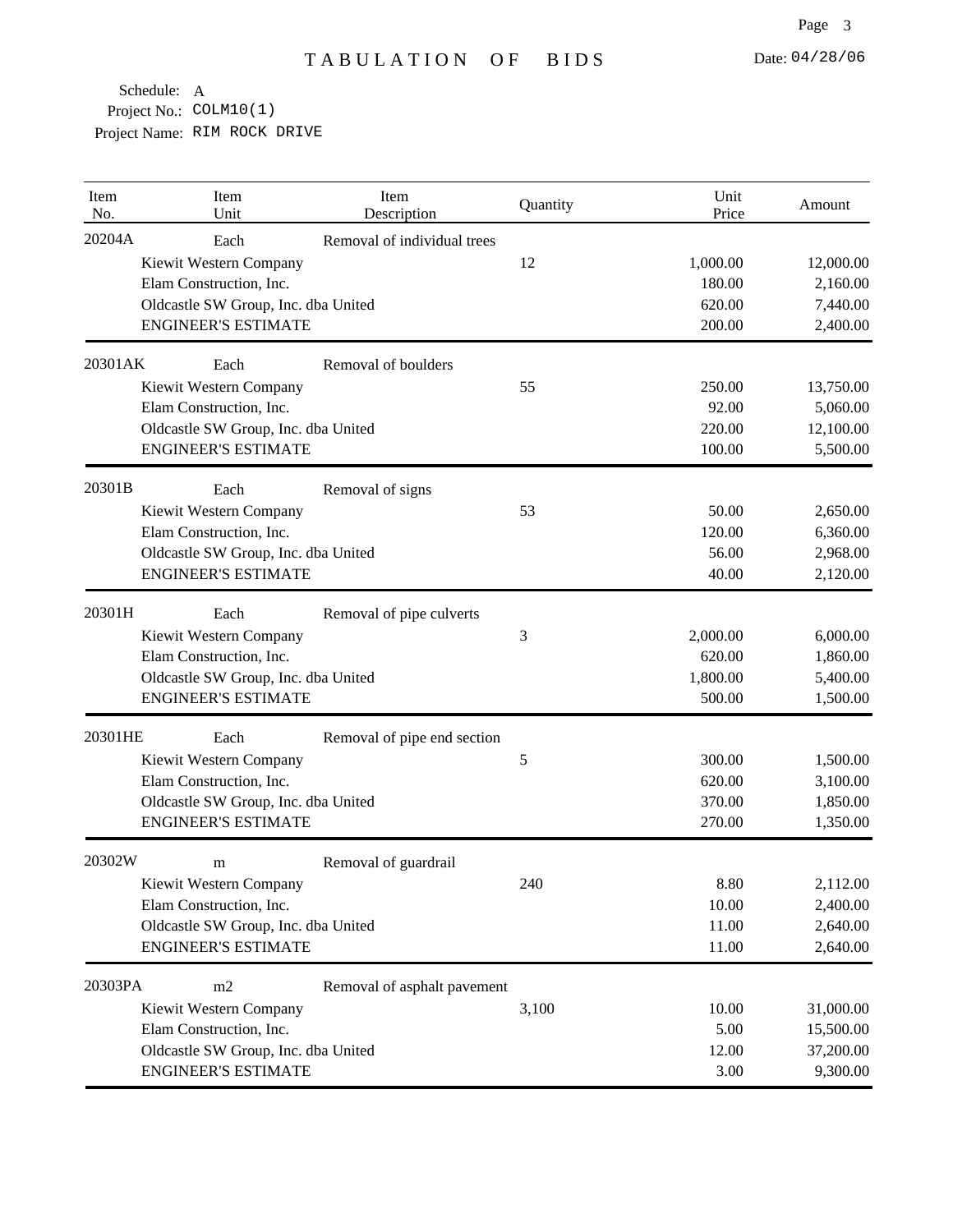# TABULATION OF BIDS

Date: 04/28/06

Schedule: A
Project No.: COLM10(1)
Project Name: RIM ROCK DRIVE

| Item No. | Item Unit | Item Description | Quantity | Unit Price | Amount |
|---|---|---|---|---|---|
| 20204A | Each | Removal of individual trees | | | |
| | Kiewit Western Company | | 12 | 1,000.00 | 12,000.00 |
| | Elam Construction, Inc. | | | 180.00 | 2,160.00 |
| | Oldcastle SW Group, Inc. dba United | | | 620.00 | 7,440.00 |
| | ENGINEER'S ESTIMATE | | | 200.00 | 2,400.00 |
| 20301AK | Each | Removal of boulders | | | |
| | Kiewit Western Company | | 55 | 250.00 | 13,750.00 |
| | Elam Construction, Inc. | | | 92.00 | 5,060.00 |
| | Oldcastle SW Group, Inc. dba United | | | 220.00 | 12,100.00 |
| | ENGINEER'S ESTIMATE | | | 100.00 | 5,500.00 |
| 20301B | Each | Removal of signs | | | |
| | Kiewit Western Company | | 53 | 50.00 | 2,650.00 |
| | Elam Construction, Inc. | | | 120.00 | 6,360.00 |
| | Oldcastle SW Group, Inc. dba United | | | 56.00 | 2,968.00 |
| | ENGINEER'S ESTIMATE | | | 40.00 | 2,120.00 |
| 20301H | Each | Removal of pipe culverts | | | |
| | Kiewit Western Company | | 3 | 2,000.00 | 6,000.00 |
| | Elam Construction, Inc. | | | 620.00 | 1,860.00 |
| | Oldcastle SW Group, Inc. dba United | | | 1,800.00 | 5,400.00 |
| | ENGINEER'S ESTIMATE | | | 500.00 | 1,500.00 |
| 20301HE | Each | Removal of pipe end section | | | |
| | Kiewit Western Company | | 5 | 300.00 | 1,500.00 |
| | Elam Construction, Inc. | | | 620.00 | 3,100.00 |
| | Oldcastle SW Group, Inc. dba United | | | 370.00 | 1,850.00 |
| | ENGINEER'S ESTIMATE | | | 270.00 | 1,350.00 |
| 20302W | m | Removal of guardrail | | | |
| | Kiewit Western Company | | 240 | 8.80 | 2,112.00 |
| | Elam Construction, Inc. | | | 10.00 | 2,400.00 |
| | Oldcastle SW Group, Inc. dba United | | | 11.00 | 2,640.00 |
| | ENGINEER'S ESTIMATE | | | 11.00 | 2,640.00 |
| 20303PA | m2 | Removal of asphalt pavement | | | |
| | Kiewit Western Company | | 3,100 | 10.00 | 31,000.00 |
| | Elam Construction, Inc. | | | 5.00 | 15,500.00 |
| | Oldcastle SW Group, Inc. dba United | | | 12.00 | 37,200.00 |
| | ENGINEER'S ESTIMATE | | | 3.00 | 9,300.00 |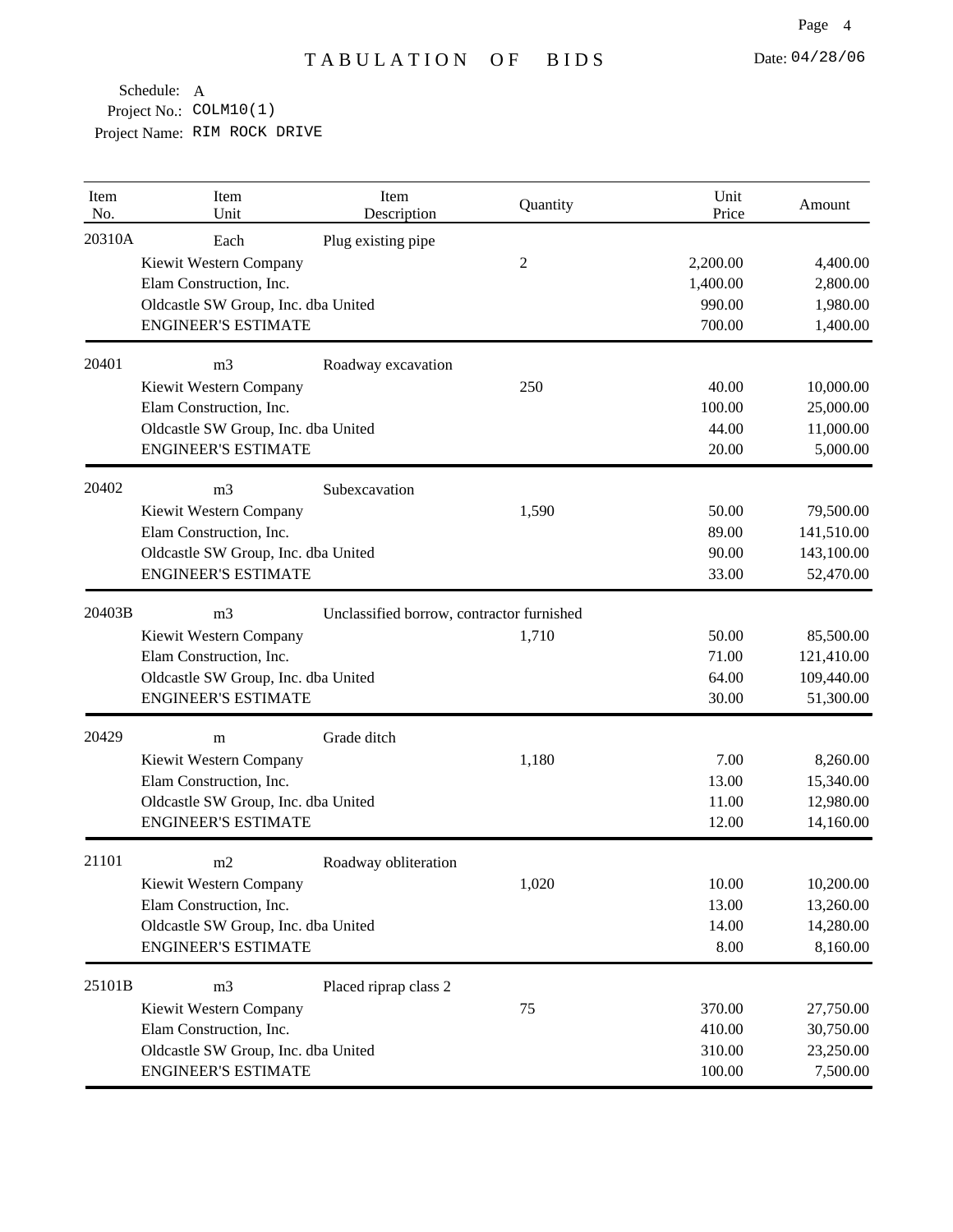# TABULATION OF BIDS

Date: 04/28/06

Schedule: A
Project No.: COLM10(1)
Project Name: RIM ROCK DRIVE

| Item No. | Item Unit | Item Description | Quantity | Unit Price | Amount |
|---|---|---|---|---|---|
| 20310A | Each | Plug existing pipe | | | |
| | Kiewit Western Company | | 2 | 2,200.00 | 4,400.00 |
| | Elam Construction, Inc. | | | 1,400.00 | 2,800.00 |
| | Oldcastle SW Group, Inc. dba United | | | 990.00 | 1,980.00 |
| | ENGINEER'S ESTIMATE | | | 700.00 | 1,400.00 |
| 20401 | m3 | Roadway excavation | | | |
| | Kiewit Western Company | | 250 | 40.00 | 10,000.00 |
| | Elam Construction, Inc. | | | 100.00 | 25,000.00 |
| | Oldcastle SW Group, Inc. dba United | | | 44.00 | 11,000.00 |
| | ENGINEER'S ESTIMATE | | | 20.00 | 5,000.00 |
| 20402 | m3 | Subexcavation | | | |
| | Kiewit Western Company | | 1,590 | 50.00 | 79,500.00 |
| | Elam Construction, Inc. | | | 89.00 | 141,510.00 |
| | Oldcastle SW Group, Inc. dba United | | | 90.00 | 143,100.00 |
| | ENGINEER'S ESTIMATE | | | 33.00 | 52,470.00 |
| 20403B | m3 | Unclassified borrow, contractor furnished | | | |
| | Kiewit Western Company | | 1,710 | 50.00 | 85,500.00 |
| | Elam Construction, Inc. | | | 71.00 | 121,410.00 |
| | Oldcastle SW Group, Inc. dba United | | | 64.00 | 109,440.00 |
| | ENGINEER'S ESTIMATE | | | 30.00 | 51,300.00 |
| 20429 | m | Grade ditch | | | |
| | Kiewit Western Company | | 1,180 | 7.00 | 8,260.00 |
| | Elam Construction, Inc. | | | 13.00 | 15,340.00 |
| | Oldcastle SW Group, Inc. dba United | | | 11.00 | 12,980.00 |
| | ENGINEER'S ESTIMATE | | | 12.00 | 14,160.00 |
| 21101 | m2 | Roadway obliteration | | | |
| | Kiewit Western Company | | 1,020 | 10.00 | 10,200.00 |
| | Elam Construction, Inc. | | | 13.00 | 13,260.00 |
| | Oldcastle SW Group, Inc. dba United | | | 14.00 | 14,280.00 |
| | ENGINEER'S ESTIMATE | | | 8.00 | 8,160.00 |
| 25101B | m3 | Placed riprap class 2 | | | |
| | Kiewit Western Company | | 75 | 370.00 | 27,750.00 |
| | Elam Construction, Inc. | | | 410.00 | 30,750.00 |
| | Oldcastle SW Group, Inc. dba United | | | 310.00 | 23,250.00 |
| | ENGINEER'S ESTIMATE | | | 100.00 | 7,500.00 |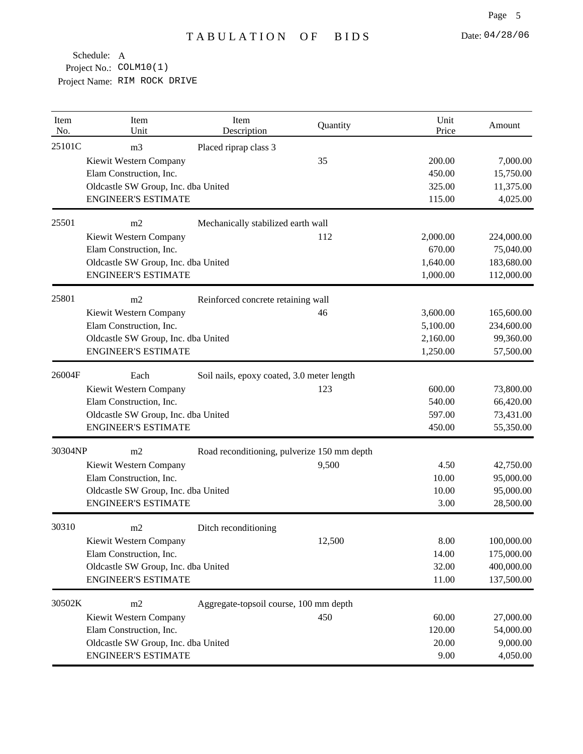# TABULATION OF BIDS

Date: 04/28/06

Schedule: A
Project No.: COLM10(1)
Project Name: RIM ROCK DRIVE

| Item No. | Item Unit | Item Description | Quantity | Unit Price | Amount |
|---|---|---|---|---|---|
| 25101C | m3 | Placed riprap class 3 | | | |
| | Kiewit Western Company | | 35 | 200.00 | 7,000.00 |
| | Elam Construction, Inc. | | | 450.00 | 15,750.00 |
| | Oldcastle SW Group, Inc. dba United | | | 325.00 | 11,375.00 |
| | ENGINEER'S ESTIMATE | | | 115.00 | 4,025.00 |
| 25501 | m2 | Mechanically stabilized earth wall | | | |
| | Kiewit Western Company | | 112 | 2,000.00 | 224,000.00 |
| | Elam Construction, Inc. | | | 670.00 | 75,040.00 |
| | Oldcastle SW Group, Inc. dba United | | | 1,640.00 | 183,680.00 |
| | ENGINEER'S ESTIMATE | | | 1,000.00 | 112,000.00 |
| 25801 | m2 | Reinforced concrete retaining wall | | | |
| | Kiewit Western Company | | 46 | 3,600.00 | 165,600.00 |
| | Elam Construction, Inc. | | | 5,100.00 | 234,600.00 |
| | Oldcastle SW Group, Inc. dba United | | | 2,160.00 | 99,360.00 |
| | ENGINEER'S ESTIMATE | | | 1,250.00 | 57,500.00 |
| 26004F | Each | Soil nails, epoxy coated, 3.0 meter length | | | |
| | Kiewit Western Company | | 123 | 600.00 | 73,800.00 |
| | Elam Construction, Inc. | | | 540.00 | 66,420.00 |
| | Oldcastle SW Group, Inc. dba United | | | 597.00 | 73,431.00 |
| | ENGINEER'S ESTIMATE | | | 450.00 | 55,350.00 |
| 30304NP | m2 | Road reconditioning, pulverize 150 mm depth | | | |
| | Kiewit Western Company | | 9,500 | 4.50 | 42,750.00 |
| | Elam Construction, Inc. | | | 10.00 | 95,000.00 |
| | Oldcastle SW Group, Inc. dba United | | | 10.00 | 95,000.00 |
| | ENGINEER'S ESTIMATE | | | 3.00 | 28,500.00 |
| 30310 | m2 | Ditch reconditioning | | | |
| | Kiewit Western Company | | 12,500 | 8.00 | 100,000.00 |
| | Elam Construction, Inc. | | | 14.00 | 175,000.00 |
| | Oldcastle SW Group, Inc. dba United | | | 32.00 | 400,000.00 |
| | ENGINEER'S ESTIMATE | | | 11.00 | 137,500.00 |
| 30502K | m2 | Aggregate-topsoil course, 100 mm depth | | | |
| | Kiewit Western Company | | 450 | 60.00 | 27,000.00 |
| | Elam Construction, Inc. | | | 120.00 | 54,000.00 |
| | Oldcastle SW Group, Inc. dba United | | | 20.00 | 9,000.00 |
| | ENGINEER'S ESTIMATE | | | 9.00 | 4,050.00 |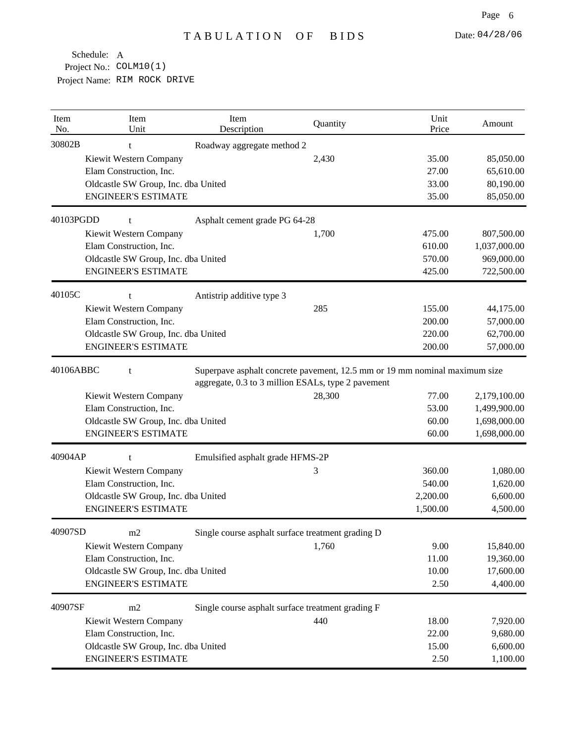# TABULATION OF BIDS

Date: 04/28/06

Schedule: A
Project No.: COLM10(1)
Project Name: RIM ROCK DRIVE

| Item No. | Item Unit | Item Description | Quantity | Unit Price | Amount |
|---|---|---|---|---|---|
| 30802B | t | Roadway aggregate method 2 | | | |
| | Kiewit Western Company | | 2,430 | 35.00 | 85,050.00 |
| | Elam Construction, Inc. | | | 27.00 | 65,610.00 |
| | Oldcastle SW Group, Inc. dba United | | | 33.00 | 80,190.00 |
| | ENGINEER'S ESTIMATE | | | 35.00 | 85,050.00 |
| 40103PGDD | t | Asphalt cement grade PG 64-28 | | | |
| | Kiewit Western Company | | 1,700 | 475.00 | 807,500.00 |
| | Elam Construction, Inc. | | | 610.00 | 1,037,000.00 |
| | Oldcastle SW Group, Inc. dba United | | | 570.00 | 969,000.00 |
| | ENGINEER'S ESTIMATE | | | 425.00 | 722,500.00 |
| 40105C | t | Antistrip additive type 3 | | | |
| | Kiewit Western Company | | 285 | 155.00 | 44,175.00 |
| | Elam Construction, Inc. | | | 200.00 | 57,000.00 |
| | Oldcastle SW Group, Inc. dba United | | | 220.00 | 62,700.00 |
| | ENGINEER'S ESTIMATE | | | 200.00 | 57,000.00 |
| 40106ABBC | t | Superpave asphalt concrete pavement, 12.5 mm or 19 mm nominal maximum size aggregate, 0.3 to 3 million ESALs, type 2 pavement | | | |
| | Kiewit Western Company | | 28,300 | 77.00 | 2,179,100.00 |
| | Elam Construction, Inc. | | | 53.00 | 1,499,900.00 |
| | Oldcastle SW Group, Inc. dba United | | | 60.00 | 1,698,000.00 |
| | ENGINEER'S ESTIMATE | | | 60.00 | 1,698,000.00 |
| 40904AP | t | Emulsified asphalt grade HFMS-2P | | | |
| | Kiewit Western Company | | 3 | 360.00 | 1,080.00 |
| | Elam Construction, Inc. | | | 540.00 | 1,620.00 |
| | Oldcastle SW Group, Inc. dba United | | | 2,200.00 | 6,600.00 |
| | ENGINEER'S ESTIMATE | | | 1,500.00 | 4,500.00 |
| 40907SD | m2 | Single course asphalt surface treatment grading D | | | |
| | Kiewit Western Company | | 1,760 | 9.00 | 15,840.00 |
| | Elam Construction, Inc. | | | 11.00 | 19,360.00 |
| | Oldcastle SW Group, Inc. dba United | | | 10.00 | 17,600.00 |
| | ENGINEER'S ESTIMATE | | | 2.50 | 4,400.00 |
| 40907SF | m2 | Single course asphalt surface treatment grading F | | | |
| | Kiewit Western Company | | 440 | 18.00 | 7,920.00 |
| | Elam Construction, Inc. | | | 22.00 | 9,680.00 |
| | Oldcastle SW Group, Inc. dba United | | | 15.00 | 6,600.00 |
| | ENGINEER'S ESTIMATE | | | 2.50 | 1,100.00 |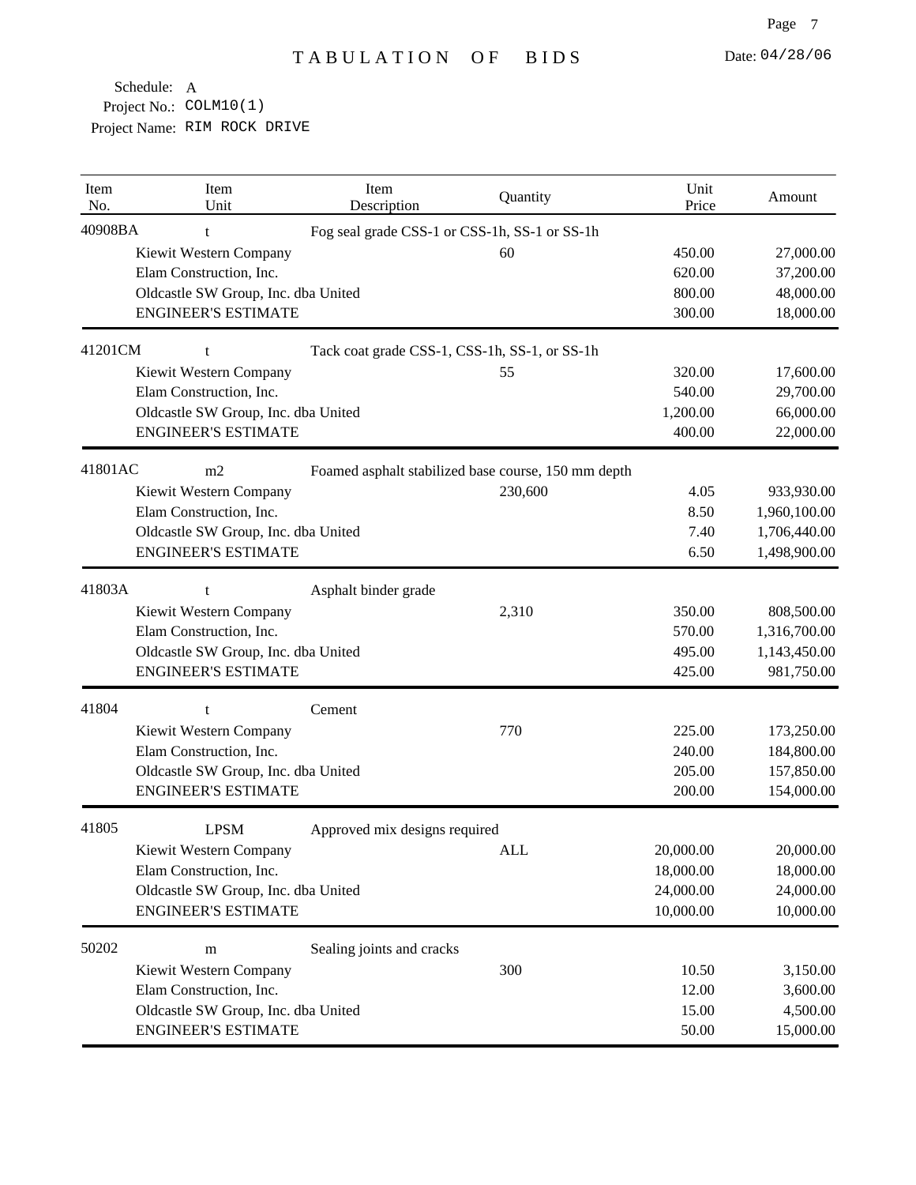# TABULATION OF BIDS

Date: 04/28/06

Schedule: A
Project No.: COLM10(1)
Project Name: RIM ROCK DRIVE

| Item No. | Item Unit | Item Description | Quantity | Unit Price | Amount |
|---|---|---|---|---|---|
| 40908BA | t | Fog seal grade CSS-1 or CSS-1h, SS-1 or SS-1h | | | |
| | Kiewit Western Company | | 60 | 450.00 | 27,000.00 |
| | Elam Construction, Inc. | | | 620.00 | 37,200.00 |
| | Oldcastle SW Group, Inc. dba United | | | 800.00 | 48,000.00 |
| | ENGINEER'S ESTIMATE | | | 300.00 | 18,000.00 |
| 41201CM | t | Tack coat grade CSS-1, CSS-1h, SS-1, or SS-1h | | | |
| | Kiewit Western Company | | 55 | 320.00 | 17,600.00 |
| | Elam Construction, Inc. | | | 540.00 | 29,700.00 |
| | Oldcastle SW Group, Inc. dba United | | | 1,200.00 | 66,000.00 |
| | ENGINEER'S ESTIMATE | | | 400.00 | 22,000.00 |
| 41801AC | m2 | Foamed asphalt stabilized base course, 150 mm depth | | | |
| | Kiewit Western Company | | 230,600 | 4.05 | 933,930.00 |
| | Elam Construction, Inc. | | | 8.50 | 1,960,100.00 |
| | Oldcastle SW Group, Inc. dba United | | | 7.40 | 1,706,440.00 |
| | ENGINEER'S ESTIMATE | | | 6.50 | 1,498,900.00 |
| 41803A | t | Asphalt binder grade | | | |
| | Kiewit Western Company | | 2,310 | 350.00 | 808,500.00 |
| | Elam Construction, Inc. | | | 570.00 | 1,316,700.00 |
| | Oldcastle SW Group, Inc. dba United | | | 495.00 | 1,143,450.00 |
| | ENGINEER'S ESTIMATE | | | 425.00 | 981,750.00 |
| 41804 | t | Cement | | | |
| | Kiewit Western Company | | 770 | 225.00 | 173,250.00 |
| | Elam Construction, Inc. | | | 240.00 | 184,800.00 |
| | Oldcastle SW Group, Inc. dba United | | | 205.00 | 157,850.00 |
| | ENGINEER'S ESTIMATE | | | 200.00 | 154,000.00 |
| 41805 | LPSM | Approved mix designs required | | | |
| | Kiewit Western Company | | ALL | 20,000.00 | 20,000.00 |
| | Elam Construction, Inc. | | | 18,000.00 | 18,000.00 |
| | Oldcastle SW Group, Inc. dba United | | | 24,000.00 | 24,000.00 |
| | ENGINEER'S ESTIMATE | | | 10,000.00 | 10,000.00 |
| 50202 | m | Sealing joints and cracks | | | |
| | Kiewit Western Company | | 300 | 10.50 | 3,150.00 |
| | Elam Construction, Inc. | | | 12.00 | 3,600.00 |
| | Oldcastle SW Group, Inc. dba United | | | 15.00 | 4,500.00 |
| | ENGINEER'S ESTIMATE | | | 50.00 | 15,000.00 |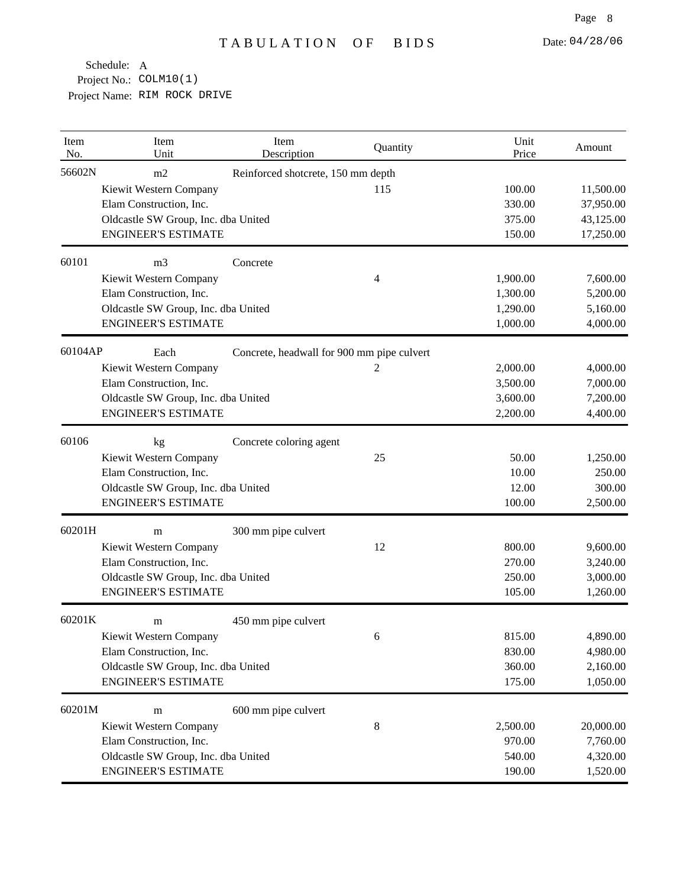# TABULATION OF BIDS

Date: 04/28/06

Schedule: A
Project No.: COLM10(1)
Project Name: RIM ROCK DRIVE

| Item No. | Item Unit | Item Description | Quantity | Unit Price | Amount |
|---|---|---|---|---|---|
| 56602N | m2 | Reinforced shotcrete, 150 mm depth | | | |
| | Kiewit Western Company | | 115 | 100.00 | 11,500.00 |
| | Elam Construction, Inc. | | | 330.00 | 37,950.00 |
| | Oldcastle SW Group, Inc. dba United | | | 375.00 | 43,125.00 |
| | ENGINEER'S ESTIMATE | | | 150.00 | 17,250.00 |
| 60101 | m3 | Concrete | | | |
| | Kiewit Western Company | | 4 | 1,900.00 | 7,600.00 |
| | Elam Construction, Inc. | | | 1,300.00 | 5,200.00 |
| | Oldcastle SW Group, Inc. dba United | | | 1,290.00 | 5,160.00 |
| | ENGINEER'S ESTIMATE | | | 1,000.00 | 4,000.00 |
| 60104AP | Each | Concrete, headwall for 900 mm pipe culvert | | | |
| | Kiewit Western Company | | 2 | 2,000.00 | 4,000.00 |
| | Elam Construction, Inc. | | | 3,500.00 | 7,000.00 |
| | Oldcastle SW Group, Inc. dba United | | | 3,600.00 | 7,200.00 |
| | ENGINEER'S ESTIMATE | | | 2,200.00 | 4,400.00 |
| 60106 | kg | Concrete coloring agent | | | |
| | Kiewit Western Company | | 25 | 50.00 | 1,250.00 |
| | Elam Construction, Inc. | | | 10.00 | 250.00 |
| | Oldcastle SW Group, Inc. dba United | | | 12.00 | 300.00 |
| | ENGINEER'S ESTIMATE | | | 100.00 | 2,500.00 |
| 60201H | m | 300 mm pipe culvert | | | |
| | Kiewit Western Company | | 12 | 800.00 | 9,600.00 |
| | Elam Construction, Inc. | | | 270.00 | 3,240.00 |
| | Oldcastle SW Group, Inc. dba United | | | 250.00 | 3,000.00 |
| | ENGINEER'S ESTIMATE | | | 105.00 | 1,260.00 |
| 60201K | m | 450 mm pipe culvert | | | |
| | Kiewit Western Company | | 6 | 815.00 | 4,890.00 |
| | Elam Construction, Inc. | | | 830.00 | 4,980.00 |
| | Oldcastle SW Group, Inc. dba United | | | 360.00 | 2,160.00 |
| | ENGINEER'S ESTIMATE | | | 175.00 | 1,050.00 |
| 60201M | m | 600 mm pipe culvert | | | |
| | Kiewit Western Company | | 8 | 2,500.00 | 20,000.00 |
| | Elam Construction, Inc. | | | 970.00 | 7,760.00 |
| | Oldcastle SW Group, Inc. dba United | | | 540.00 | 4,320.00 |
| | ENGINEER'S ESTIMATE | | | 190.00 | 1,520.00 |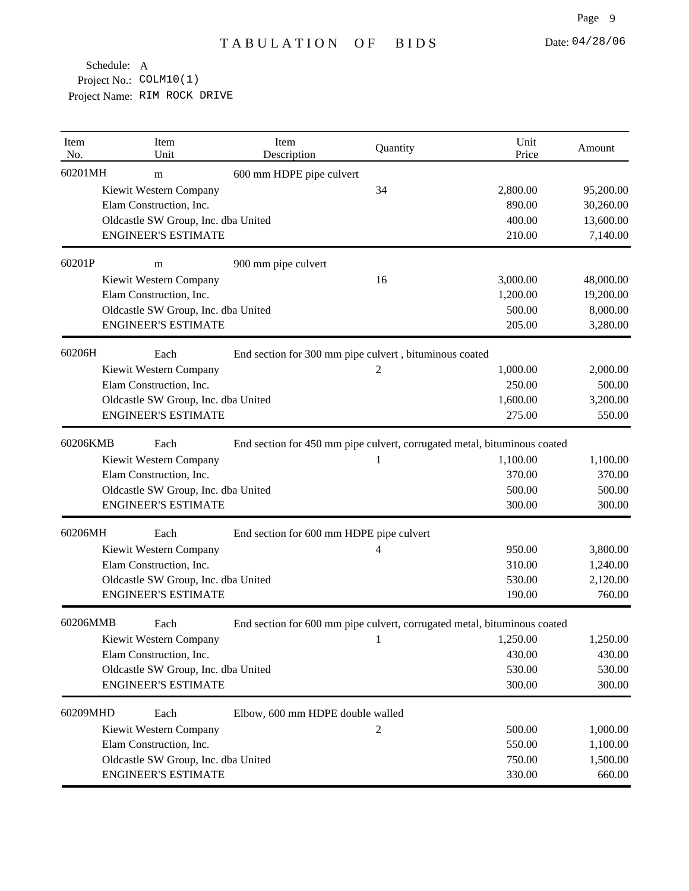# TABULATION OF BIDS

Date: 04/28/06

Schedule: A
Project No.: COLM10(1)
Project Name: RIM ROCK DRIVE

| Item No. | Item Unit | Item Description | Quantity | Unit Price | Amount |
|---|---|---|---|---|---|
| 60201MH | m | 600 mm HDPE pipe culvert | | | |
| | Kiewit Western Company | | 34 | 2,800.00 | 95,200.00 |
| | Elam Construction, Inc. | | | 890.00 | 30,260.00 |
| | Oldcastle SW Group, Inc. dba United | | | 400.00 | 13,600.00 |
| | ENGINEER'S ESTIMATE | | | 210.00 | 7,140.00 |
| 60201P | m | 900 mm pipe culvert | | | |
| | Kiewit Western Company | | 16 | 3,000.00 | 48,000.00 |
| | Elam Construction, Inc. | | | 1,200.00 | 19,200.00 |
| | Oldcastle SW Group, Inc. dba United | | | 500.00 | 8,000.00 |
| | ENGINEER'S ESTIMATE | | | 205.00 | 3,280.00 |
| 60206H | Each | End section for 300 mm pipe culvert , bituminous coated | | | |
| | Kiewit Western Company | | 2 | 1,000.00 | 2,000.00 |
| | Elam Construction, Inc. | | | 250.00 | 500.00 |
| | Oldcastle SW Group, Inc. dba United | | | 1,600.00 | 3,200.00 |
| | ENGINEER'S ESTIMATE | | | 275.00 | 550.00 |
| 60206KMB | Each | End section for 450 mm pipe culvert, corrugated metal, bituminous coated | | | |
| | Kiewit Western Company | | 1 | 1,100.00 | 1,100.00 |
| | Elam Construction, Inc. | | | 370.00 | 370.00 |
| | Oldcastle SW Group, Inc. dba United | | | 500.00 | 500.00 |
| | ENGINEER'S ESTIMATE | | | 300.00 | 300.00 |
| 60206MH | Each | End section for 600 mm HDPE pipe culvert | | | |
| | Kiewit Western Company | | 4 | 950.00 | 3,800.00 |
| | Elam Construction, Inc. | | | 310.00 | 1,240.00 |
| | Oldcastle SW Group, Inc. dba United | | | 530.00 | 2,120.00 |
| | ENGINEER'S ESTIMATE | | | 190.00 | 760.00 |
| 60206MMB | Each | End section for 600 mm pipe culvert, corrugated metal, bituminous coated | | | |
| | Kiewit Western Company | | 1 | 1,250.00 | 1,250.00 |
| | Elam Construction, Inc. | | | 430.00 | 430.00 |
| | Oldcastle SW Group, Inc. dba United | | | 530.00 | 530.00 |
| | ENGINEER'S ESTIMATE | | | 300.00 | 300.00 |
| 60209MHD | Each | Elbow, 600 mm HDPE double walled | | | |
| | Kiewit Western Company | | 2 | 500.00 | 1,000.00 |
| | Elam Construction, Inc. | | | 550.00 | 1,100.00 |
| | Oldcastle SW Group, Inc. dba United | | | 750.00 | 1,500.00 |
| | ENGINEER'S ESTIMATE | | | 330.00 | 660.00 |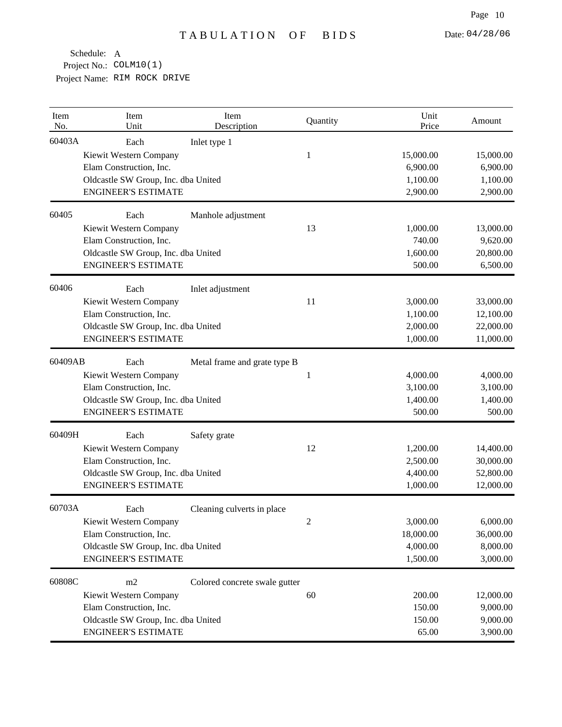# TABULATION OF BIDS

Date: 04/28/06

Schedule: A
Project No.: COLM10(1)
Project Name: RIM ROCK DRIVE

| Item No. | Item Unit | Item Description | Quantity | Unit Price | Amount |
|---|---|---|---|---|---|
| 60403A | Each | Inlet type 1 | | | |
| | Kiewit Western Company | | 1 | 15,000.00 | 15,000.00 |
| | Elam Construction, Inc. | | | 6,900.00 | 6,900.00 |
| | Oldcastle SW Group, Inc. dba United | | | 1,100.00 | 1,100.00 |
| | ENGINEER'S ESTIMATE | | | 2,900.00 | 2,900.00 |
| 60405 | Each | Manhole adjustment | | | |
| | Kiewit Western Company | | 13 | 1,000.00 | 13,000.00 |
| | Elam Construction, Inc. | | | 740.00 | 9,620.00 |
| | Oldcastle SW Group, Inc. dba United | | | 1,600.00 | 20,800.00 |
| | ENGINEER'S ESTIMATE | | | 500.00 | 6,500.00 |
| 60406 | Each | Inlet adjustment | | | |
| | Kiewit Western Company | | 11 | 3,000.00 | 33,000.00 |
| | Elam Construction, Inc. | | | 1,100.00 | 12,100.00 |
| | Oldcastle SW Group, Inc. dba United | | | 2,000.00 | 22,000.00 |
| | ENGINEER'S ESTIMATE | | | 1,000.00 | 11,000.00 |
| 60409AB | Each | Metal frame and grate type B | | | |
| | Kiewit Western Company | | 1 | 4,000.00 | 4,000.00 |
| | Elam Construction, Inc. | | | 3,100.00 | 3,100.00 |
| | Oldcastle SW Group, Inc. dba United | | | 1,400.00 | 1,400.00 |
| | ENGINEER'S ESTIMATE | | | 500.00 | 500.00 |
| 60409H | Each | Safety grate | | | |
| | Kiewit Western Company | | 12 | 1,200.00 | 14,400.00 |
| | Elam Construction, Inc. | | | 2,500.00 | 30,000.00 |
| | Oldcastle SW Group, Inc. dba United | | | 4,400.00 | 52,800.00 |
| | ENGINEER'S ESTIMATE | | | 1,000.00 | 12,000.00 |
| 60703A | Each | Cleaning culverts in place | | | |
| | Kiewit Western Company | | 2 | 3,000.00 | 6,000.00 |
| | Elam Construction, Inc. | | | 18,000.00 | 36,000.00 |
| | Oldcastle SW Group, Inc. dba United | | | 4,000.00 | 8,000.00 |
| | ENGINEER'S ESTIMATE | | | 1,500.00 | 3,000.00 |
| 60808C | m2 | Colored concrete swale gutter | | | |
| | Kiewit Western Company | | 60 | 200.00 | 12,000.00 |
| | Elam Construction, Inc. | | | 150.00 | 9,000.00 |
| | Oldcastle SW Group, Inc. dba United | | | 150.00 | 9,000.00 |
| | ENGINEER'S ESTIMATE | | | 65.00 | 3,900.00 |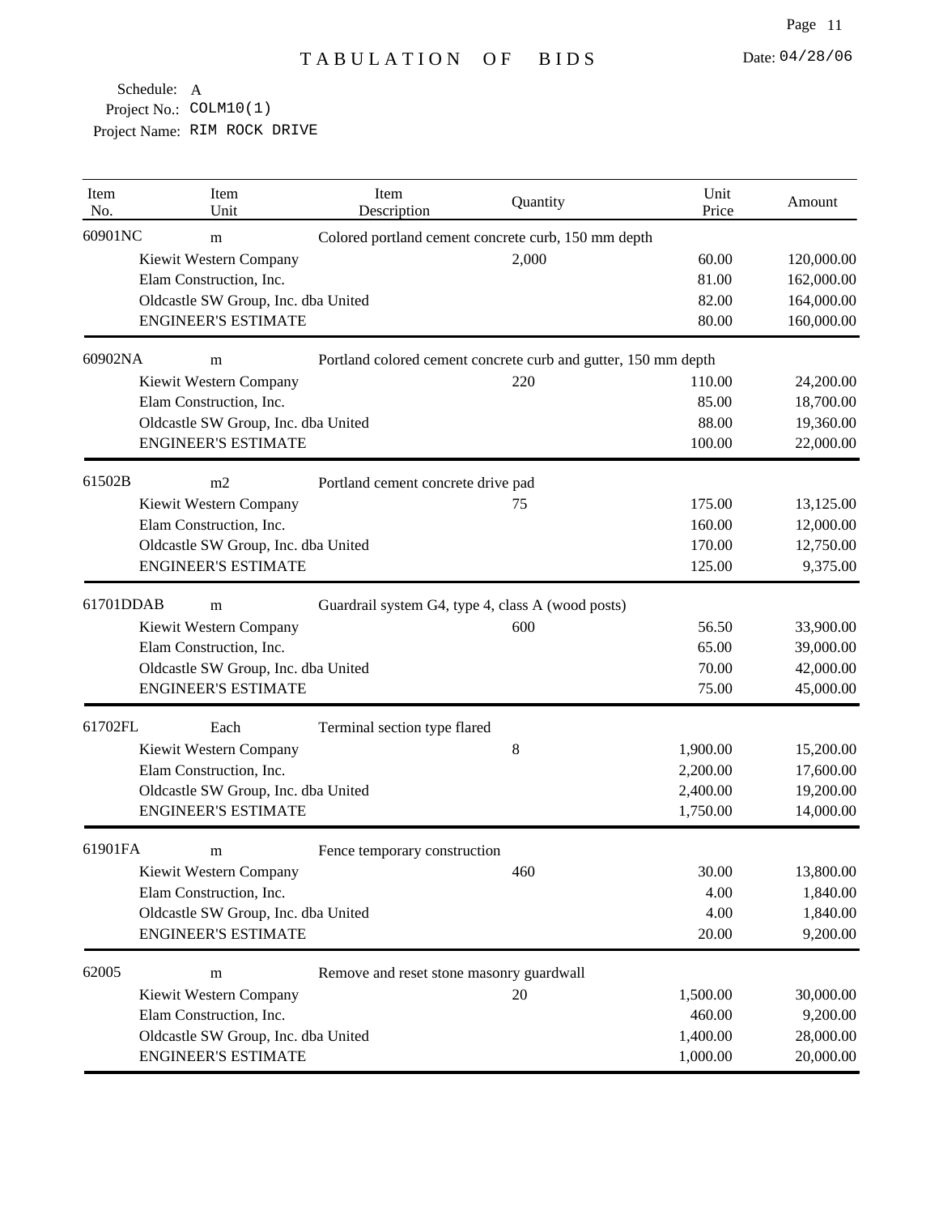# TABULATION OF BIDS

Date: 04/28/06

Schedule: A
Project No.: COLM10(1)
Project Name: RIM ROCK DRIVE

| Item No. | Item Unit | Item Description | Quantity | Unit Price | Amount |
|---|---|---|---|---|---|
| 60901NC | m | Colored portland cement concrete curb, 150 mm depth | | | |
| | Kiewit Western Company | | 2,000 | 60.00 | 120,000.00 |
| | Elam Construction, Inc. | | | 81.00 | 162,000.00 |
| | Oldcastle SW Group, Inc. dba United | | | 82.00 | 164,000.00 |
| | ENGINEER'S ESTIMATE | | | 80.00 | 160,000.00 |
| 60902NA | m | Portland colored cement concrete curb and gutter, 150 mm depth | | | |
| | Kiewit Western Company | | 220 | 110.00 | 24,200.00 |
| | Elam Construction, Inc. | | | 85.00 | 18,700.00 |
| | Oldcastle SW Group, Inc. dba United | | | 88.00 | 19,360.00 |
| | ENGINEER'S ESTIMATE | | | 100.00 | 22,000.00 |
| 61502B | m2 | Portland cement concrete drive pad | | | |
| | Kiewit Western Company | | 75 | 175.00 | 13,125.00 |
| | Elam Construction, Inc. | | | 160.00 | 12,000.00 |
| | Oldcastle SW Group, Inc. dba United | | | 170.00 | 12,750.00 |
| | ENGINEER'S ESTIMATE | | | 125.00 | 9,375.00 |
| 61701DDAB | m | Guardrail system G4, type 4, class A (wood posts) | | | |
| | Kiewit Western Company | | 600 | 56.50 | 33,900.00 |
| | Elam Construction, Inc. | | | 65.00 | 39,000.00 |
| | Oldcastle SW Group, Inc. dba United | | | 70.00 | 42,000.00 |
| | ENGINEER'S ESTIMATE | | | 75.00 | 45,000.00 |
| 61702FL | Each | Terminal section type flared | | | |
| | Kiewit Western Company | | 8 | 1,900.00 | 15,200.00 |
| | Elam Construction, Inc. | | | 2,200.00 | 17,600.00 |
| | Oldcastle SW Group, Inc. dba United | | | 2,400.00 | 19,200.00 |
| | ENGINEER'S ESTIMATE | | | 1,750.00 | 14,000.00 |
| 61901FA | m | Fence temporary construction | | | |
| | Kiewit Western Company | | 460 | 30.00 | 13,800.00 |
| | Elam Construction, Inc. | | | 4.00 | 1,840.00 |
| | Oldcastle SW Group, Inc. dba United | | | 4.00 | 1,840.00 |
| | ENGINEER'S ESTIMATE | | | 20.00 | 9,200.00 |
| 62005 | m | Remove and reset stone masonry guardwall | | | |
| | Kiewit Western Company | | 20 | 1,500.00 | 30,000.00 |
| | Elam Construction, Inc. | | | 460.00 | 9,200.00 |
| | Oldcastle SW Group, Inc. dba United | | | 1,400.00 | 28,000.00 |
| | ENGINEER'S ESTIMATE | | | 1,000.00 | 20,000.00 |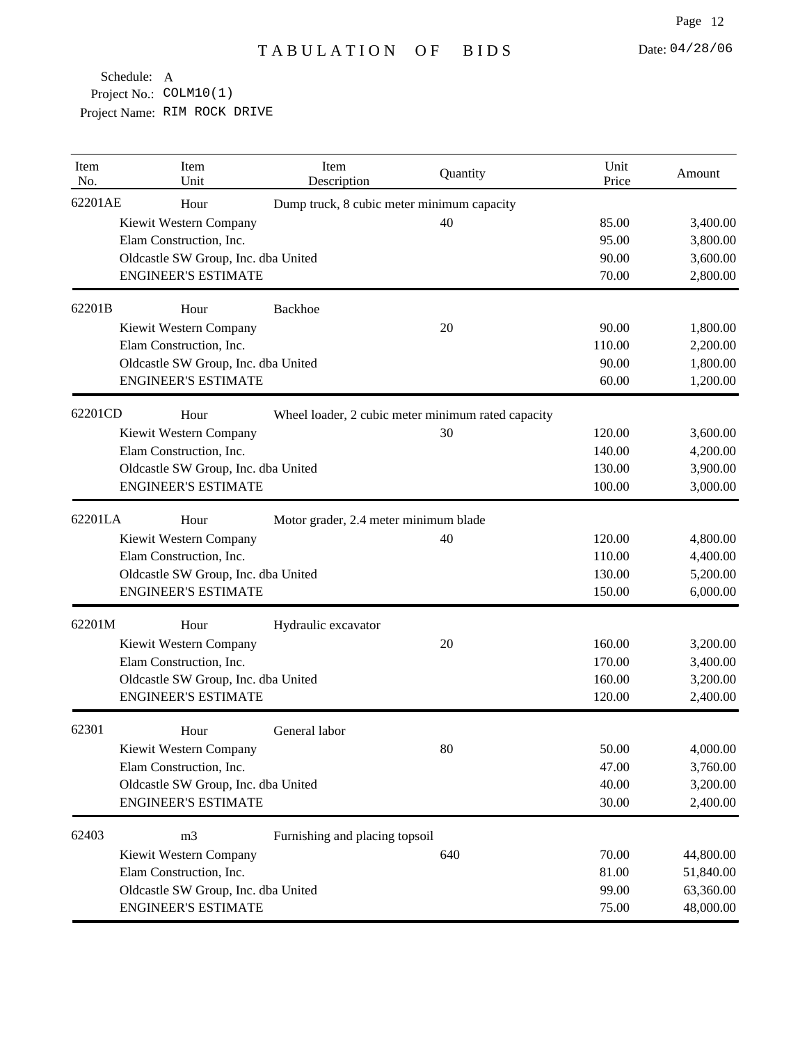# TABULATION OF BIDS

Date: 04/28/06

Schedule: A
Project No.: COLM10(1)
Project Name: RIM ROCK DRIVE

| Item No. | Item Unit | Item Description | Quantity | Unit Price | Amount |
|---|---|---|---|---|---|
| 62201AE | Hour | Dump truck, 8 cubic meter minimum capacity | | | |
| | Kiewit Western Company | | 40 | 85.00 | 3,400.00 |
| | Elam Construction, Inc. | | | 95.00 | 3,800.00 |
| | Oldcastle SW Group, Inc. dba United | | | 90.00 | 3,600.00 |
| | ENGINEER'S ESTIMATE | | | 70.00 | 2,800.00 |
| 62201B | Hour | Backhoe | | | |
| | Kiewit Western Company | | 20 | 90.00 | 1,800.00 |
| | Elam Construction, Inc. | | | 110.00 | 2,200.00 |
| | Oldcastle SW Group, Inc. dba United | | | 90.00 | 1,800.00 |
| | ENGINEER'S ESTIMATE | | | 60.00 | 1,200.00 |
| 62201CD | Hour | Wheel loader, 2 cubic meter minimum rated capacity | | | |
| | Kiewit Western Company | | 30 | 120.00 | 3,600.00 |
| | Elam Construction, Inc. | | | 140.00 | 4,200.00 |
| | Oldcastle SW Group, Inc. dba United | | | 130.00 | 3,900.00 |
| | ENGINEER'S ESTIMATE | | | 100.00 | 3,000.00 |
| 62201LA | Hour | Motor grader, 2.4 meter minimum blade | | | |
| | Kiewit Western Company | | 40 | 120.00 | 4,800.00 |
| | Elam Construction, Inc. | | | 110.00 | 4,400.00 |
| | Oldcastle SW Group, Inc. dba United | | | 130.00 | 5,200.00 |
| | ENGINEER'S ESTIMATE | | | 150.00 | 6,000.00 |
| 62201M | Hour | Hydraulic excavator | | | |
| | Kiewit Western Company | | 20 | 160.00 | 3,200.00 |
| | Elam Construction, Inc. | | | 170.00 | 3,400.00 |
| | Oldcastle SW Group, Inc. dba United | | | 160.00 | 3,200.00 |
| | ENGINEER'S ESTIMATE | | | 120.00 | 2,400.00 |
| 62301 | Hour | General labor | | | |
| | Kiewit Western Company | | 80 | 50.00 | 4,000.00 |
| | Elam Construction, Inc. | | | 47.00 | 3,760.00 |
| | Oldcastle SW Group, Inc. dba United | | | 40.00 | 3,200.00 |
| | ENGINEER'S ESTIMATE | | | 30.00 | 2,400.00 |
| 62403 | m3 | Furnishing and placing topsoil | | | |
| | Kiewit Western Company | | 640 | 70.00 | 44,800.00 |
| | Elam Construction, Inc. | | | 81.00 | 51,840.00 |
| | Oldcastle SW Group, Inc. dba United | | | 99.00 | 63,360.00 |
| | ENGINEER'S ESTIMATE | | | 75.00 | 48,000.00 |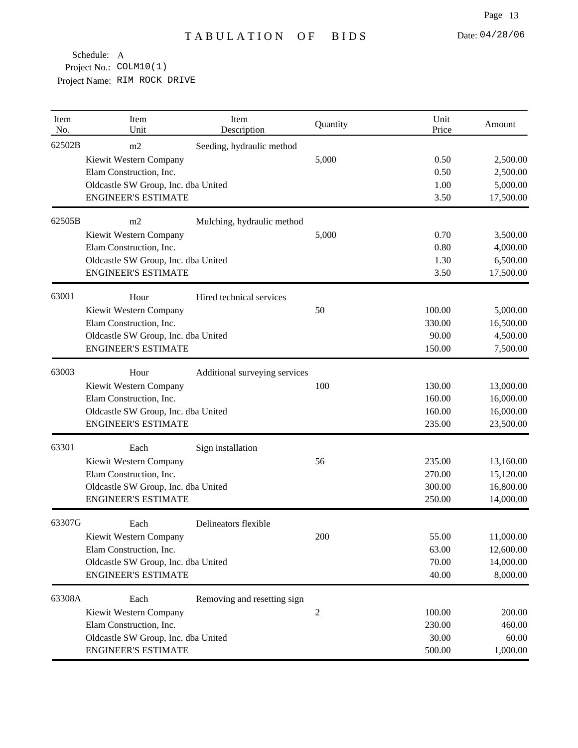# TABULATION OF BIDS

Date: 04/28/06

Schedule: A
Project No.: COLM10(1)
Project Name: RIM ROCK DRIVE

| Item No. | Item Unit | Item Description | Quantity | Unit Price | Amount |
|---|---|---|---|---|---|
| 62502B | m2 | Seeding, hydraulic method | | | |
| | Kiewit Western Company | | 5,000 | 0.50 | 2,500.00 |
| | Elam Construction, Inc. | | | 0.50 | 2,500.00 |
| | Oldcastle SW Group, Inc. dba United | | | 1.00 | 5,000.00 |
| | ENGINEER'S ESTIMATE | | | 3.50 | 17,500.00 |
| 62505B | m2 | Mulching, hydraulic method | | | |
| | Kiewit Western Company | | 5,000 | 0.70 | 3,500.00 |
| | Elam Construction, Inc. | | | 0.80 | 4,000.00 |
| | Oldcastle SW Group, Inc. dba United | | | 1.30 | 6,500.00 |
| | ENGINEER'S ESTIMATE | | | 3.50 | 17,500.00 |
| 63001 | Hour | Hired technical services | | | |
| | Kiewit Western Company | | 50 | 100.00 | 5,000.00 |
| | Elam Construction, Inc. | | | 330.00 | 16,500.00 |
| | Oldcastle SW Group, Inc. dba United | | | 90.00 | 4,500.00 |
| | ENGINEER'S ESTIMATE | | | 150.00 | 7,500.00 |
| 63003 | Hour | Additional surveying services | | | |
| | Kiewit Western Company | | 100 | 130.00 | 13,000.00 |
| | Elam Construction, Inc. | | | 160.00 | 16,000.00 |
| | Oldcastle SW Group, Inc. dba United | | | 160.00 | 16,000.00 |
| | ENGINEER'S ESTIMATE | | | 235.00 | 23,500.00 |
| 63301 | Each | Sign installation | | | |
| | Kiewit Western Company | | 56 | 235.00 | 13,160.00 |
| | Elam Construction, Inc. | | | 270.00 | 15,120.00 |
| | Oldcastle SW Group, Inc. dba United | | | 300.00 | 16,800.00 |
| | ENGINEER'S ESTIMATE | | | 250.00 | 14,000.00 |
| 63307G | Each | Delineators flexible | | | |
| | Kiewit Western Company | | 200 | 55.00 | 11,000.00 |
| | Elam Construction, Inc. | | | 63.00 | 12,600.00 |
| | Oldcastle SW Group, Inc. dba United | | | 70.00 | 14,000.00 |
| | ENGINEER'S ESTIMATE | | | 40.00 | 8,000.00 |
| 63308A | Each | Removing and resetting sign | | | |
| | Kiewit Western Company | | 2 | 100.00 | 200.00 |
| | Elam Construction, Inc. | | | 230.00 | 460.00 |
| | Oldcastle SW Group, Inc. dba United | | | 30.00 | 60.00 |
| | ENGINEER'S ESTIMATE | | | 500.00 | 1,000.00 |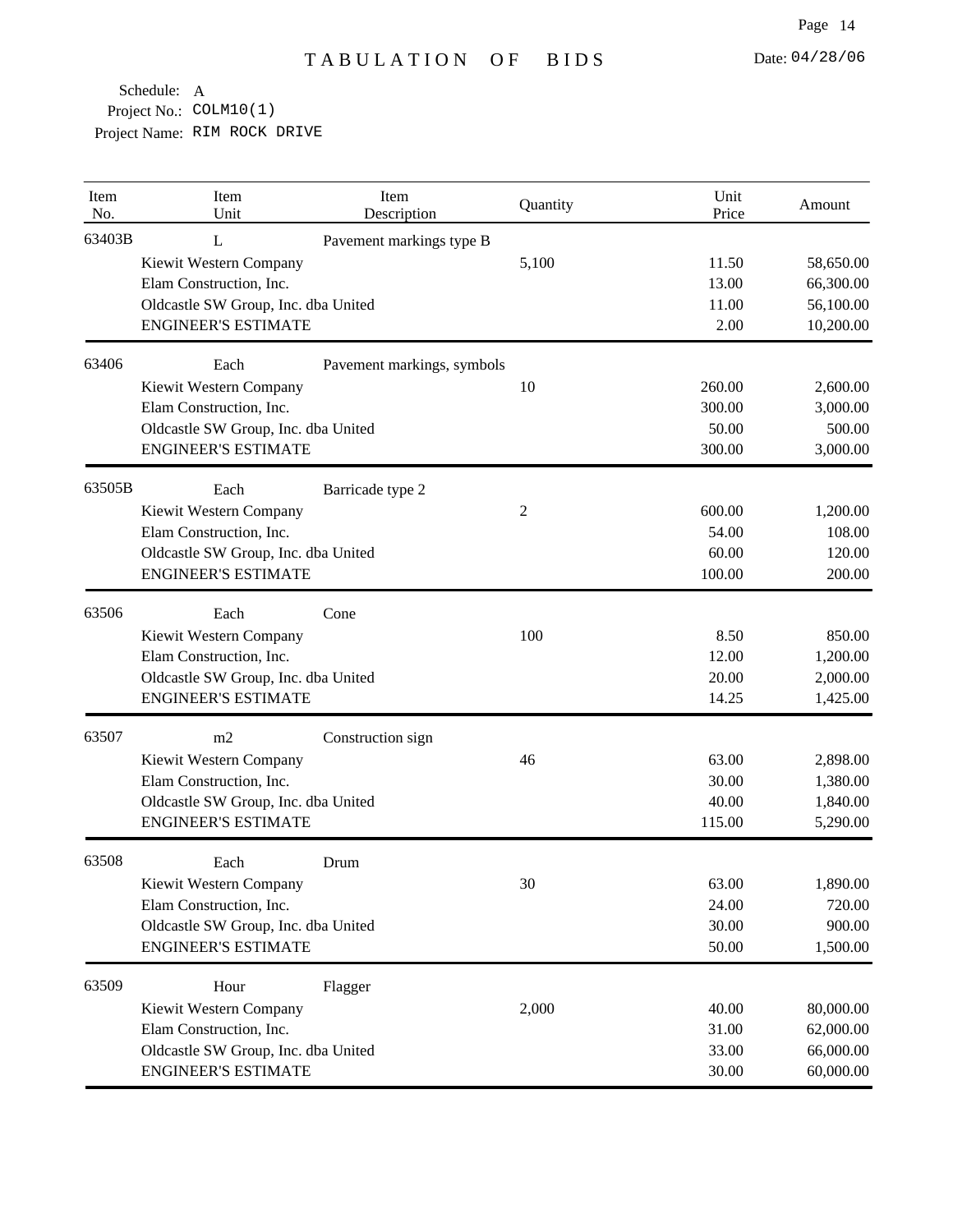# TABULATION OF BIDS

Date: 04/28/06

Schedule: A
Project No.: COLM10(1)
Project Name: RIM ROCK DRIVE

| Item No. | Item Unit | Item Description | Quantity | Unit Price | Amount |
|---|---|---|---|---|---|
| 63403B | L | Pavement markings type B | | | |
| | Kiewit Western Company | | 5,100 | 11.50 | 58,650.00 |
| | Elam Construction, Inc. | | | 13.00 | 66,300.00 |
| | Oldcastle SW Group, Inc. dba United | | | 11.00 | 56,100.00 |
| | ENGINEER'S ESTIMATE | | | 2.00 | 10,200.00 |
| 63406 | Each | Pavement markings, symbols | | | |
| | Kiewit Western Company | | 10 | 260.00 | 2,600.00 |
| | Elam Construction, Inc. | | | 300.00 | 3,000.00 |
| | Oldcastle SW Group, Inc. dba United | | | 50.00 | 500.00 |
| | ENGINEER'S ESTIMATE | | | 300.00 | 3,000.00 |
| 63505B | Each | Barricade type 2 | | | |
| | Kiewit Western Company | | 2 | 600.00 | 1,200.00 |
| | Elam Construction, Inc. | | | 54.00 | 108.00 |
| | Oldcastle SW Group, Inc. dba United | | | 60.00 | 120.00 |
| | ENGINEER'S ESTIMATE | | | 100.00 | 200.00 |
| 63506 | Each | Cone | | | |
| | Kiewit Western Company | | 100 | 8.50 | 850.00 |
| | Elam Construction, Inc. | | | 12.00 | 1,200.00 |
| | Oldcastle SW Group, Inc. dba United | | | 20.00 | 2,000.00 |
| | ENGINEER'S ESTIMATE | | | 14.25 | 1,425.00 |
| 63507 | m2 | Construction sign | | | |
| | Kiewit Western Company | | 46 | 63.00 | 2,898.00 |
| | Elam Construction, Inc. | | | 30.00 | 1,380.00 |
| | Oldcastle SW Group, Inc. dba United | | | 40.00 | 1,840.00 |
| | ENGINEER'S ESTIMATE | | | 115.00 | 5,290.00 |
| 63508 | Each | Drum | | | |
| | Kiewit Western Company | | 30 | 63.00 | 1,890.00 |
| | Elam Construction, Inc. | | | 24.00 | 720.00 |
| | Oldcastle SW Group, Inc. dba United | | | 30.00 | 900.00 |
| | ENGINEER'S ESTIMATE | | | 50.00 | 1,500.00 |
| 63509 | Hour | Flagger | | | |
| | Kiewit Western Company | | 2,000 | 40.00 | 80,000.00 |
| | Elam Construction, Inc. | | | 31.00 | 62,000.00 |
| | Oldcastle SW Group, Inc. dba United | | | 33.00 | 66,000.00 |
| | ENGINEER'S ESTIMATE | | | 30.00 | 60,000.00 |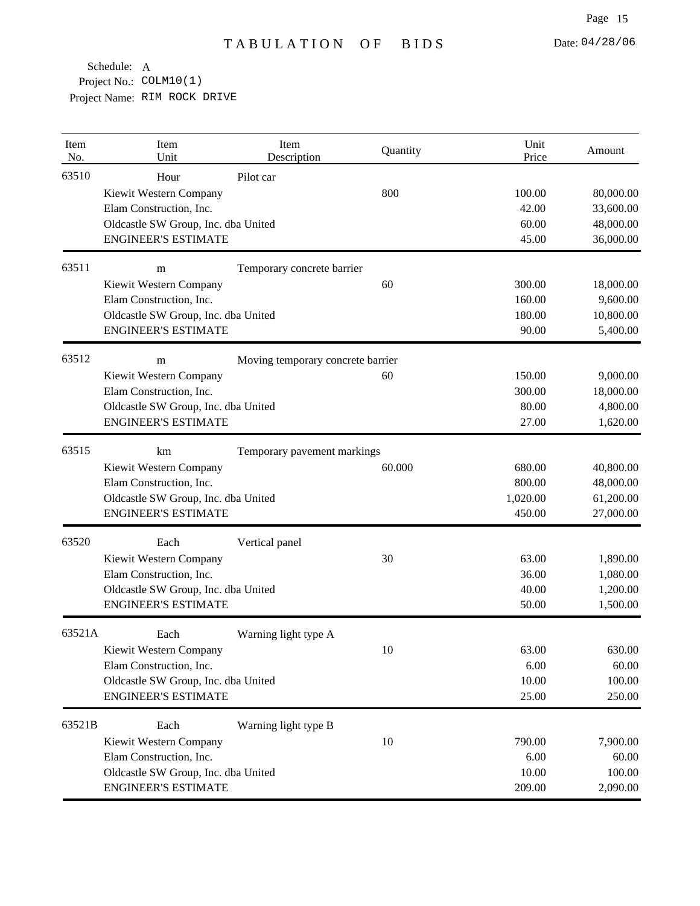# TABULATION OF BIDS

Date: 04/28/06

Schedule: A
Project No.: COLM10(1)
Project Name: RIM ROCK DRIVE

| Item No. | Item Unit | Item Description | Quantity | Unit Price | Amount |
|---|---|---|---|---|---|
| 63510 | Hour | Pilot car | | | |
| | Kiewit Western Company | | 800 | 100.00 | 80,000.00 |
| | Elam Construction, Inc. | | | 42.00 | 33,600.00 |
| | Oldcastle SW Group, Inc. dba United | | | 60.00 | 48,000.00 |
| | ENGINEER'S ESTIMATE | | | 45.00 | 36,000.00 |
| 63511 | m | Temporary concrete barrier | | | |
| | Kiewit Western Company | | 60 | 300.00 | 18,000.00 |
| | Elam Construction, Inc. | | | 160.00 | 9,600.00 |
| | Oldcastle SW Group, Inc. dba United | | | 180.00 | 10,800.00 |
| | ENGINEER'S ESTIMATE | | | 90.00 | 5,400.00 |
| 63512 | m | Moving temporary concrete barrier | | | |
| | Kiewit Western Company | | 60 | 150.00 | 9,000.00 |
| | Elam Construction, Inc. | | | 300.00 | 18,000.00 |
| | Oldcastle SW Group, Inc. dba United | | | 80.00 | 4,800.00 |
| | ENGINEER'S ESTIMATE | | | 27.00 | 1,620.00 |
| 63515 | km | Temporary pavement markings | | | |
| | Kiewit Western Company | | 60.000 | 680.00 | 40,800.00 |
| | Elam Construction, Inc. | | | 800.00 | 48,000.00 |
| | Oldcastle SW Group, Inc. dba United | | | 1,020.00 | 61,200.00 |
| | ENGINEER'S ESTIMATE | | | 450.00 | 27,000.00 |
| 63520 | Each | Vertical panel | | | |
| | Kiewit Western Company | | 30 | 63.00 | 1,890.00 |
| | Elam Construction, Inc. | | | 36.00 | 1,080.00 |
| | Oldcastle SW Group, Inc. dba United | | | 40.00 | 1,200.00 |
| | ENGINEER'S ESTIMATE | | | 50.00 | 1,500.00 |
| 63521A | Each | Warning light type A | | | |
| | Kiewit Western Company | | 10 | 63.00 | 630.00 |
| | Elam Construction, Inc. | | | 6.00 | 60.00 |
| | Oldcastle SW Group, Inc. dba United | | | 10.00 | 100.00 |
| | ENGINEER'S ESTIMATE | | | 25.00 | 250.00 |
| 63521B | Each | Warning light type B | | | |
| | Kiewit Western Company | | 10 | 790.00 | 7,900.00 |
| | Elam Construction, Inc. | | | 6.00 | 60.00 |
| | Oldcastle SW Group, Inc. dba United | | | 10.00 | 100.00 |
| | ENGINEER'S ESTIMATE | | | 209.00 | 2,090.00 |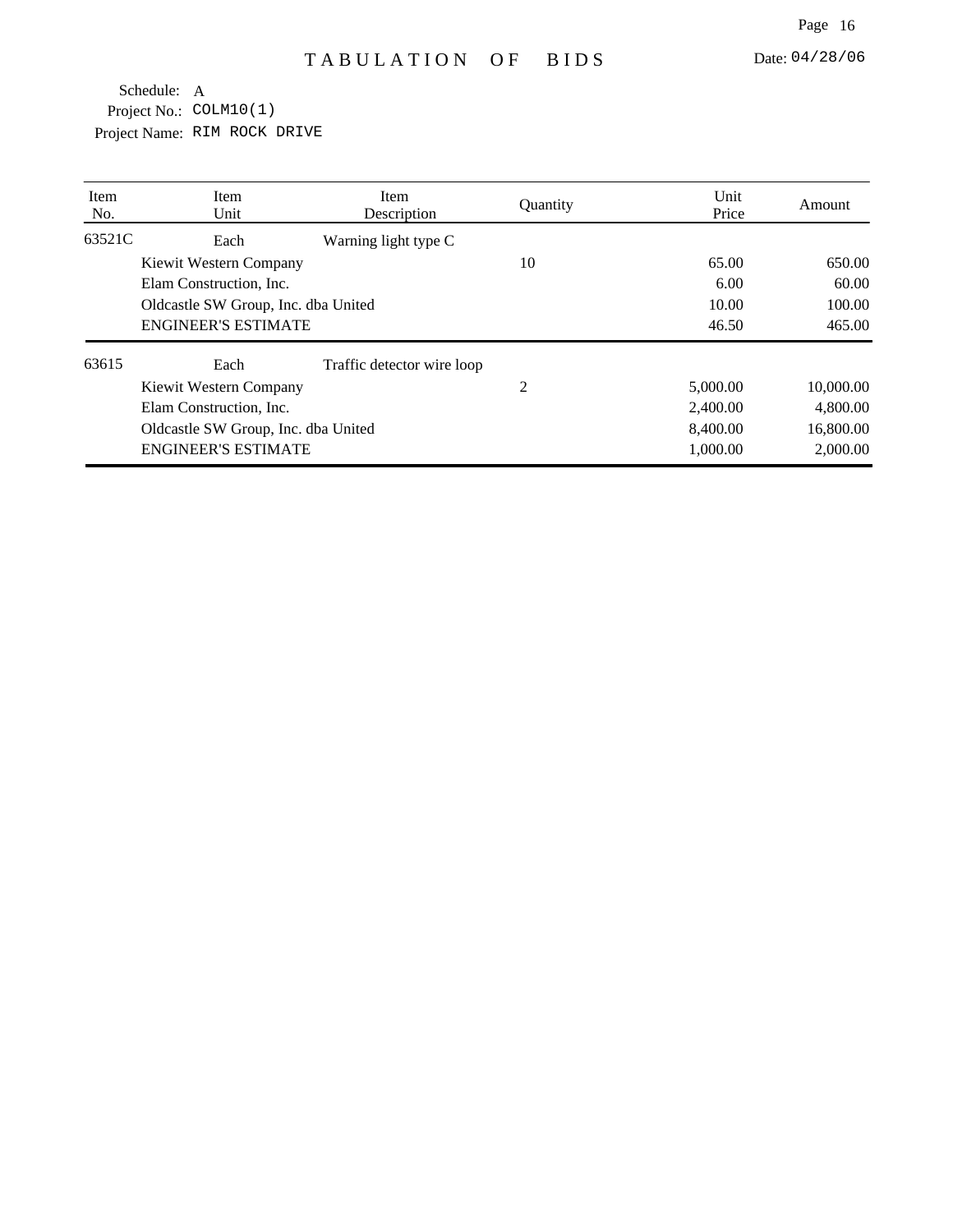# TABULATION OF BIDS

Date: 04/28/06

Schedule: A
Project No.: COLM10(1)
Project Name: RIM ROCK DRIVE

| Item No. | Item Unit | Item Description | Quantity | Unit Price | Amount |
|---|---|---|---|---|---|
| 63521C | Each | Warning light type C | | | |
| | Kiewit Western Company | | 10 | 65.00 | 650.00 |
| | Elam Construction, Inc. | | | 6.00 | 60.00 |
| | Oldcastle SW Group, Inc. dba United | | | 10.00 | 100.00 |
| | ENGINEER'S ESTIMATE | | | 46.50 | 465.00 |
| 63615 | Each | Traffic detector wire loop | | | |
| | Kiewit Western Company | | 2 | 5,000.00 | 10,000.00 |
| | Elam Construction, Inc. | | | 2,400.00 | 4,800.00 |
| | Oldcastle SW Group, Inc. dba United | | | 8,400.00 | 16,800.00 |
| | ENGINEER'S ESTIMATE | | | 1,000.00 | 2,000.00 |